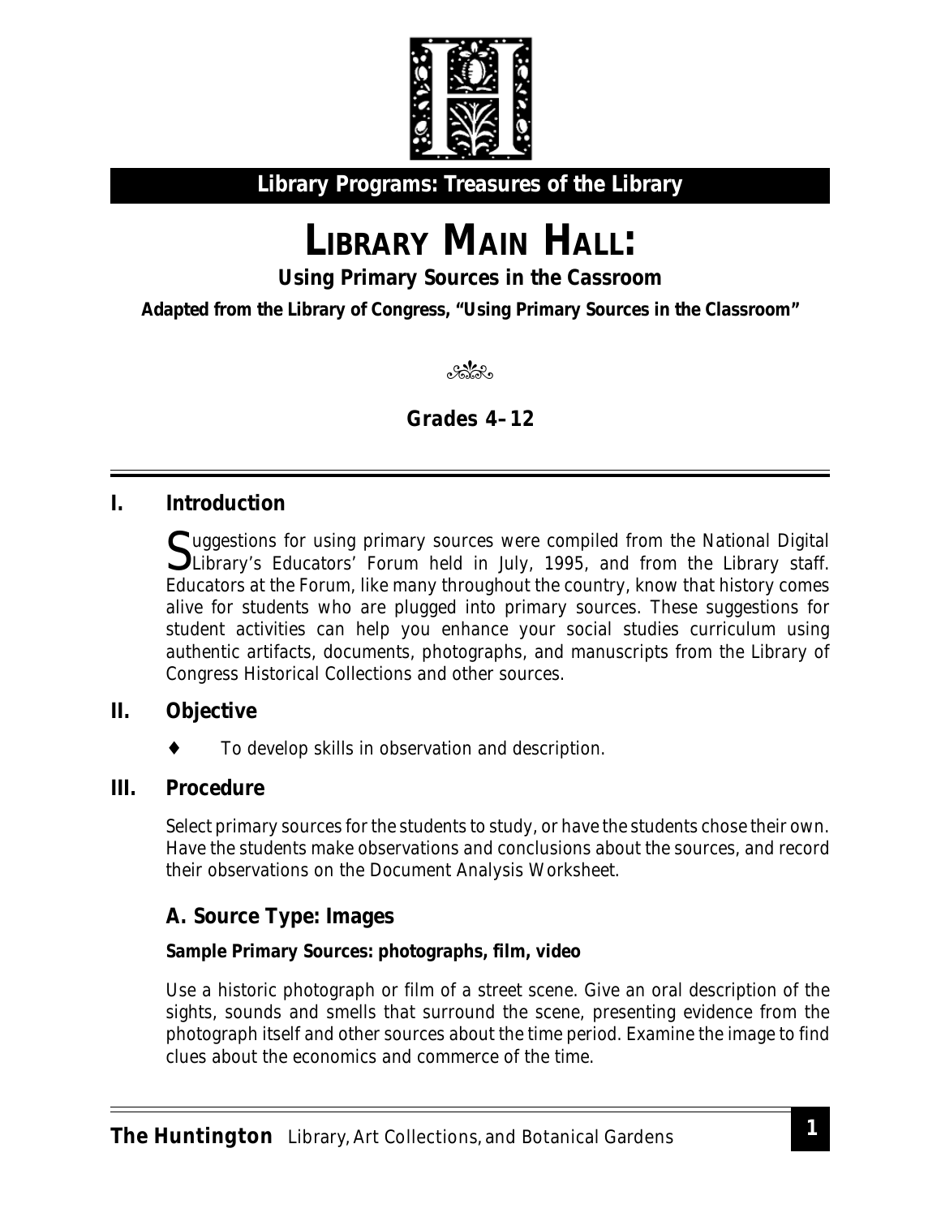**Library Programs: Treasures of the Library**

# LIBRARY MAIN HALL:

### Using Primary Sources in the Cassroom

**Adapted from the Library of Congress, "Using Primary Sources in the Classroom"**

**Grades 4–12**

## I. Introduction

Suggestions for using primary sources were compiled from the National Digital Library's Educators' Forum held in July, 1995, and from the Library staff. Educators at the Forum, like many throughout the country, know that history comes alive for students who are plugged into primary sources. These suggestions for student activities can help you enhance your social studies curriculum using authentic artifacts, documents, photographs, and manuscripts from the Library of Congress Historical Collections and other sources.

## II. Objective

- To develop skills in observation and description.

## III. Procedure

Select primary sources for the students to study, or have the students chose their own. Have the students make observations and conclusions about the sources, and record their observations on the Document Analysis Worksheet.

### A. Source Type: Images

**Sample Primary Sources: photographs, film, video**

Use a historic photograph or film of a street scene. Give an oral description of the sights, sounds and smells that surround the scene, presenting evidence from the photograph itself and other sources about the time period. Examine the image to find clues about the economics and commerce of the time.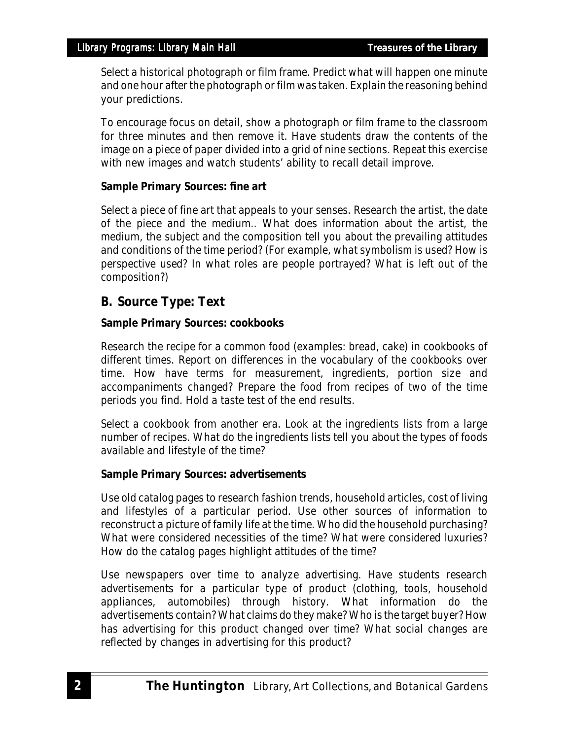Select a historical photograph or film frame. Predict what will happen one minute and one hour after the photograph or film was taken. Explain the reasoning behind your predictions.

To encourage focus on detail, show a photograph or film frame to the classroom for three minutes and then remove it. Have students draw the contents of the image on a piece of paper divided into a grid of nine sections. Repeat this exercise with new images and watch students' ability to recall detail improve.

**Sample Primary Sources: fine art**

Select a piece of fine art that appeals to your senses. Research the artist, the date of the piece and the medium.. What does information about the artist, the medium, the subject and the composition tell you about the prevailing attitudes and conditions of the time period? (For example, what symbolism is used? How is perspective used? In what roles are people portrayed? What is left out of the composition?)

## B. Source Type: Text

**Sample Primary Sources: cookbooks**

Research the recipe for a common food (examples: bread, cake) in cookbooks of different times. Report on differences in the vocabulary of the cookbooks over time. How have terms for measurement, ingredients, portion size and accompaniments changed? Prepare the food from recipes of two of the time periods you find. Hold a taste test of the end results.

Select a cookbook from another era. Look at the ingredients lists from a large number of recipes. What do the ingredients lists tell you about the types of foods available and lifestyle of the time?

**Sample Primary Sources: advertisements**

Use old catalog pages to research fashion trends, household articles, cost of living and lifestyles of a particular period. Use other sources of information to reconstruct a picture of family life at the time. Who did the household purchasing? What were considered necessities of the time? What were considered luxuries? How do the catalog pages highlight attitudes of the time?

Use newspapers over time to analyze advertising. Have students research advertisements for a particular type of product (clothing, tools, household appliances, automobiles) through history. What information do the advertisements contain? What claims do they make? Who is the target buyer? How has advertising for this product changed over time? What social changes are reflected by changes in advertising for this product?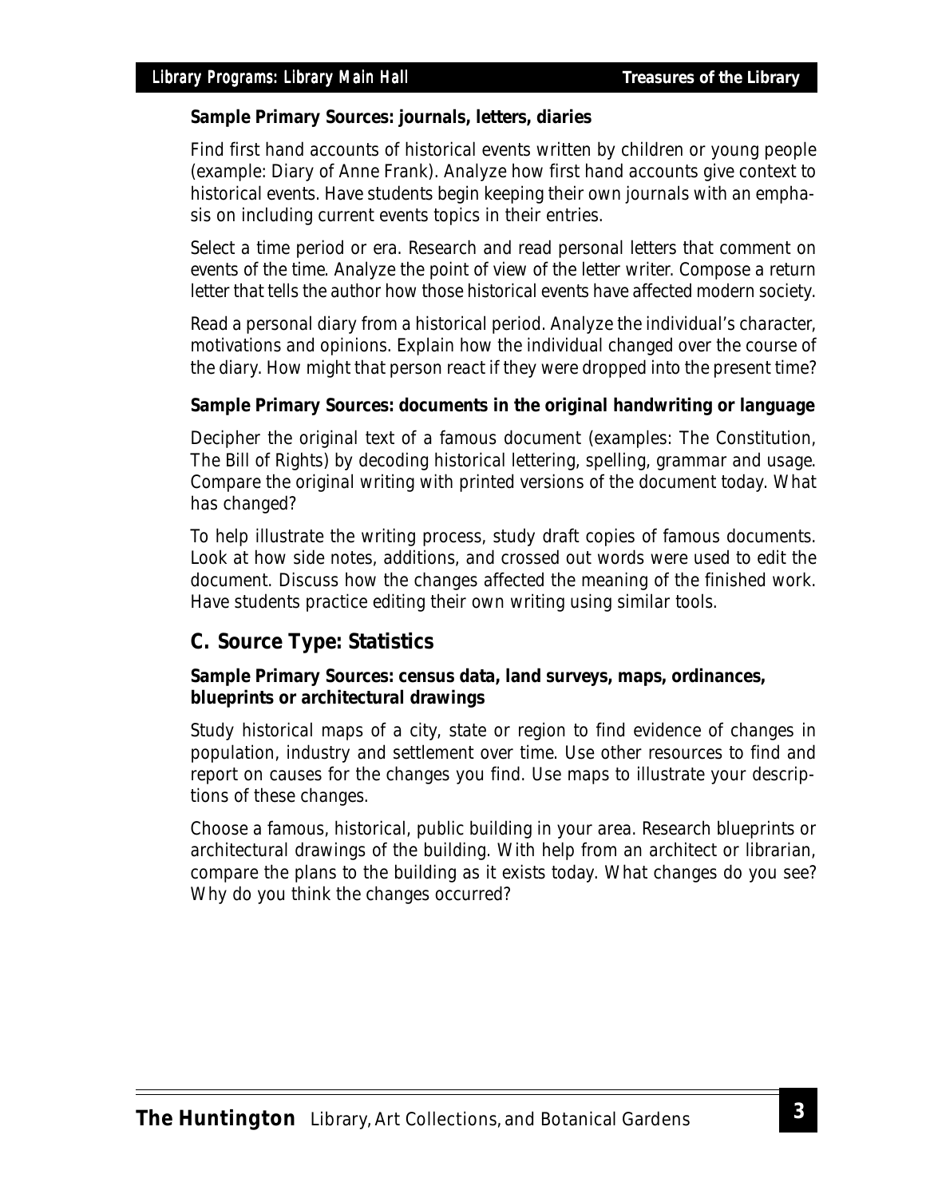**Sample Primary Sources: journals, letters, diaries**

Find first hand accounts of historical events written by children or young people (example: Diary of Anne Frank). Analyze how first hand accounts give context to historical events. Have students begin keeping their own journals with an emphasis on including current events topics in their entries.

Select a time period or era. Research and read personal letters that comment on events of the time. Analyze the point of view of the letter writer. Compose a return letter that tells the author how those historical events have affected modern society.

Read a personal diary from a historical period. Analyze the individual's character, motivations and opinions. Explain how the individual changed over the course of the diary. How might that person react if they were dropped into the present time?

**Sample Primary Sources: documents in the original handwriting or language**

Decipher the original text of a famous document (examples: The Constitution, The Bill of Rights) by decoding historical lettering, spelling, grammar and usage. Compare the original writing with printed versions of the document today. What has changed?

To help illustrate the writing process, study draft copies of famous documents. Look at how side notes, additions, and crossed out words were used to edit the document. Discuss how the changes affected the meaning of the finished work. Have students practice editing their own writing using similar tools.

## C. Source Type: Statistics

**Sample Primary Sources: census data, land surveys, maps, ordinances, blueprints or architectural drawings**

Study historical maps of a city, state or region to find evidence of changes in population, industry and settlement over time. Use other resources to find and report on causes for the changes you find. Use maps to illustrate your descriptions of these changes.

Choose a famous, historical, public building in your area. Research blueprints or architectural drawings of the building. With help from an architect or librarian, compare the plans to the building as it exists today. What changes do you see? Why do you think the changes occurred?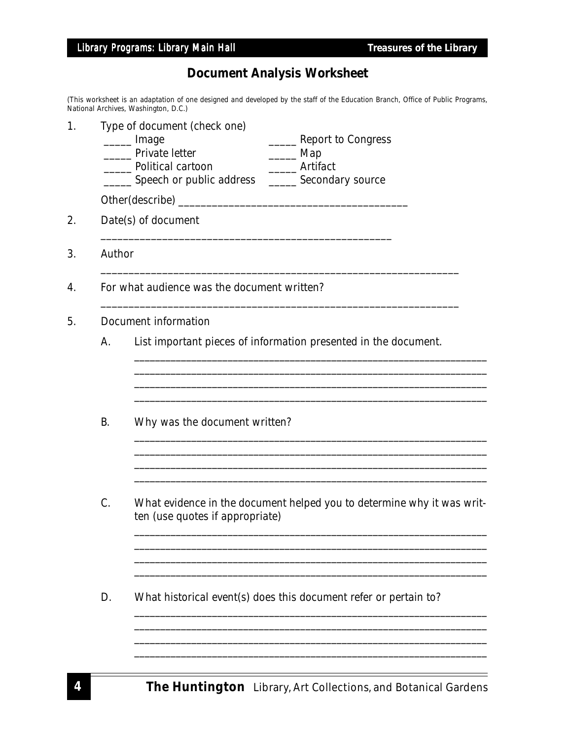## Document Analysis Worksheet

*(This worksheet is an adaptation of one designed and developed by the staff of the Education Branch, Office of Public Programs, National Archives, Washington, D.C.)*

1. Type of document (check one)

   _____ Image
   _____ Private letter
   _____ Political cartoon
   _____ Speech or public address
   _____ Report to Congress
   _____ Map
   _____ Artifact
   _____ Secondary source

   Other(describe) ________________________________________

2. Date(s) of document

   ____________________________________________________

3. Author

   ______________________________________________________________

4. For what audience was the document written?

   ______________________________________________________________

5. Document information

   A. List important pieces of information presented in the document.

   ______________________________________________________________
   ______________________________________________________________
   ______________________________________________________________
   ______________________________________________________________

   B. Why was the document written?

   ______________________________________________________________
   ______________________________________________________________
   ______________________________________________________________
   ______________________________________________________________

   C. What evidence in the document helped you to determine why it was written (use quotes if appropriate)

   ______________________________________________________________
   ______________________________________________________________
   ______________________________________________________________
   ______________________________________________________________

   D. What historical event(s) does this document refer or pertain to?

   ______________________________________________________________
   ______________________________________________________________
   ______________________________________________________________
   ______________________________________________________________